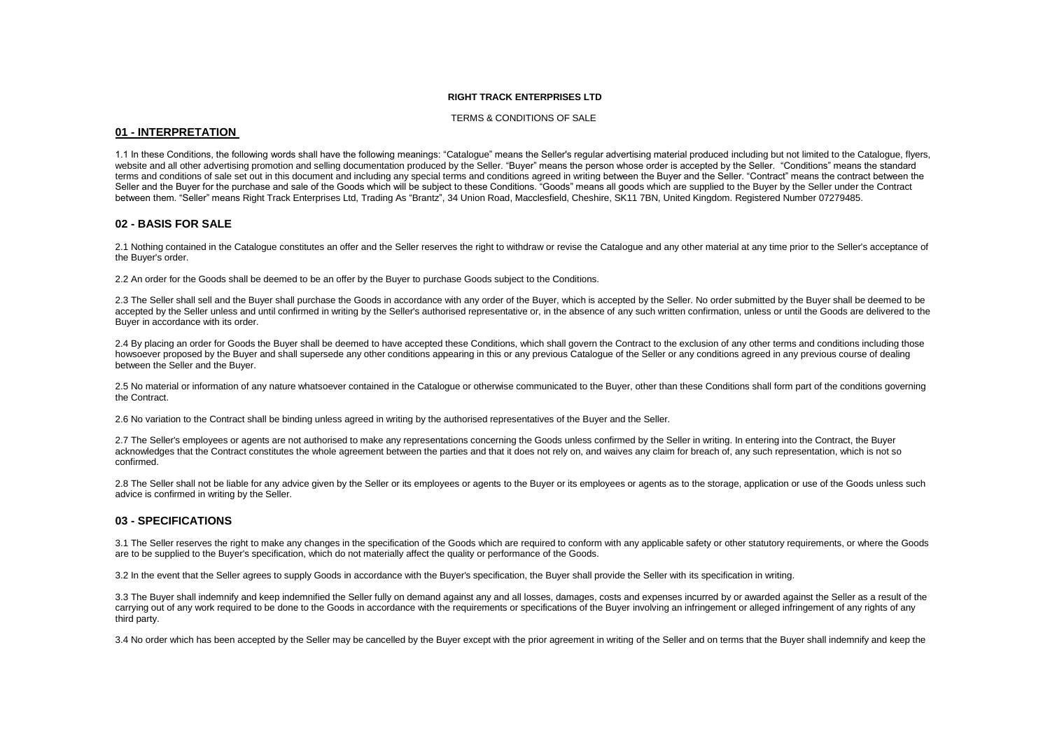**RIGHT TRACK ENTERPRISES LTD**

TERMS & CONDITIONS OF SALE

## 01 - INTERPRETATION

1.1 In these Conditions, the following words shall have the following meanings: "Catalogue" means the Seller's regular advertising material produced including but not limited to the Catalogue, flyers, website and all other advertising promotion and selling documentation produced by the Seller. "Buyer" means the person whose order is accepted by the Seller. "Conditions" means the standard terms and conditions of sale set out in this document and including any special terms and conditions agreed in writing between the Buyer and the Seller. "Contract" means the contract between the Seller and the Buyer for the purchase and sale of the Goods which will be subject to these Conditions. "Goods" means all goods which are supplied to the Buyer by the Seller under the Contract between them. "Seller" means Right Track Enterprises Ltd, Trading As "Brantz", 34 Union Road, Macclesfield, Cheshire, SK11 7BN, United Kingdom. Registered Number 07279485.

## 02 - BASIS FOR SALE

2.1 Nothing contained in the Catalogue constitutes an offer and the Seller reserves the right to withdraw or revise the Catalogue and any other material at any time prior to the Seller's acceptance of the Buyer's order.

2.2 An order for the Goods shall be deemed to be an offer by the Buyer to purchase Goods subject to the Conditions.

2.3 The Seller shall sell and the Buyer shall purchase the Goods in accordance with any order of the Buyer, which is accepted by the Seller. No order submitted by the Buyer shall be deemed to be accepted by the Seller unless and until confirmed in writing by the Seller's authorised representative or, in the absence of any such written confirmation, unless or until the Goods are delivered to the Buyer in accordance with its order.

2.4 By placing an order for Goods the Buyer shall be deemed to have accepted these Conditions, which shall govern the Contract to the exclusion of any other terms and conditions including those howsoever proposed by the Buyer and shall supersede any other conditions appearing in this or any previous Catalogue of the Seller or any conditions agreed in any previous course of dealing between the Seller and the Buyer.

2.5 No material or information of any nature whatsoever contained in the Catalogue or otherwise communicated to the Buyer, other than these Conditions shall form part of the conditions governing the Contract.

2.6 No variation to the Contract shall be binding unless agreed in writing by the authorised representatives of the Buyer and the Seller.

2.7 The Seller's employees or agents are not authorised to make any representations concerning the Goods unless confirmed by the Seller in writing. In entering into the Contract, the Buyer acknowledges that the Contract constitutes the whole agreement between the parties and that it does not rely on, and waives any claim for breach of, any such representation, which is not so confirmed.

2.8 The Seller shall not be liable for any advice given by the Seller or its employees or agents to the Buyer or its employees or agents as to the storage, application or use of the Goods unless such advice is confirmed in writing by the Seller.

## 03 - SPECIFICATIONS

3.1 The Seller reserves the right to make any changes in the specification of the Goods which are required to conform with any applicable safety or other statutory requirements, or where the Goods are to be supplied to the Buyer's specification, which do not materially affect the quality or performance of the Goods.

3.2 In the event that the Seller agrees to supply Goods in accordance with the Buyer's specification, the Buyer shall provide the Seller with its specification in writing.

3.3 The Buyer shall indemnify and keep indemnified the Seller fully on demand against any and all losses, damages, costs and expenses incurred by or awarded against the Seller as a result of the carrying out of any work required to be done to the Goods in accordance with the requirements or specifications of the Buyer involving an infringement or alleged infringement of any rights of any third party.

3.4 No order which has been accepted by the Seller may be cancelled by the Buyer except with the prior agreement in writing of the Seller and on terms that the Buyer shall indemnify and keep the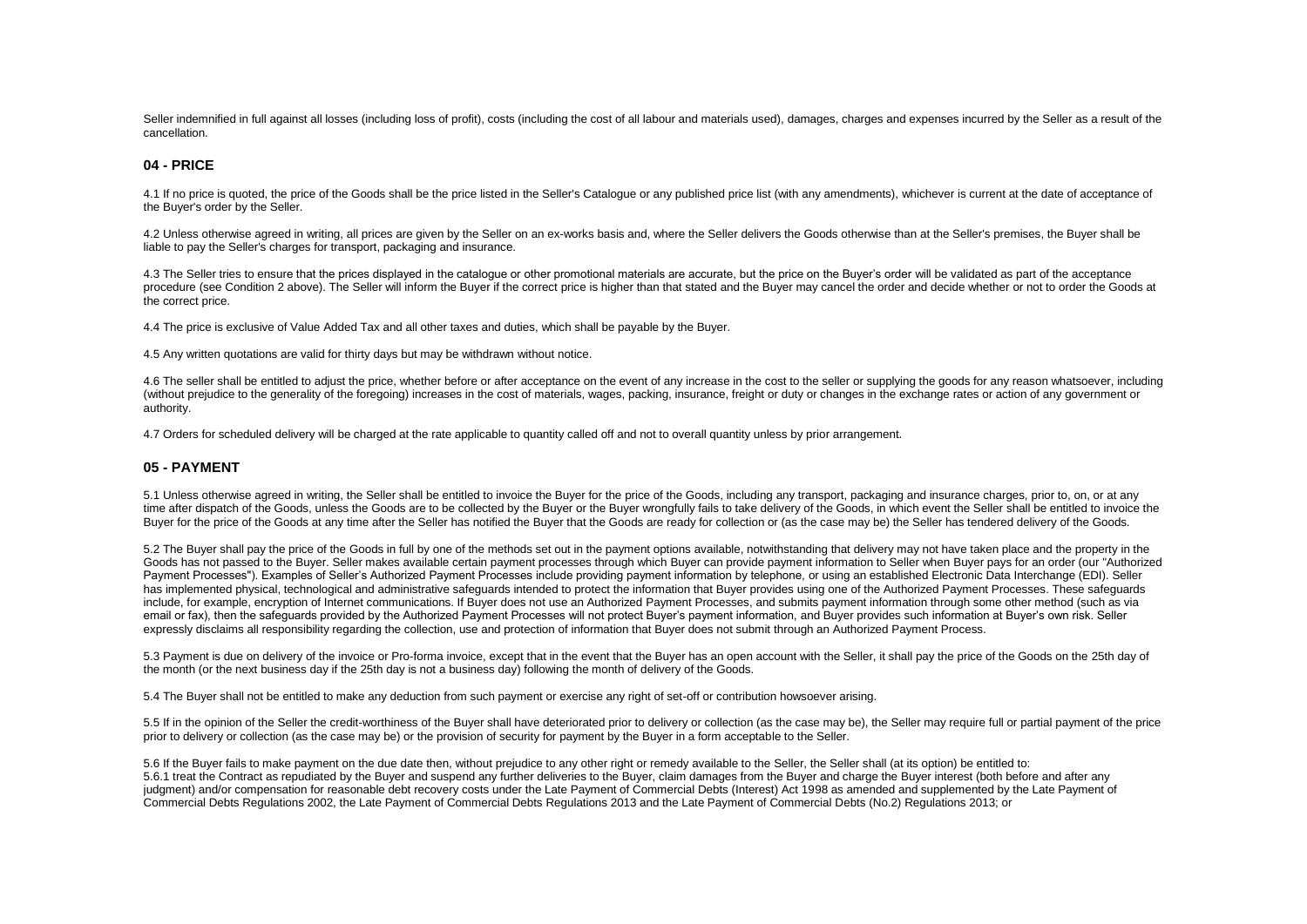Seller indemnified in full against all losses (including loss of profit), costs (including the cost of all labour and materials used), damages, charges and expenses incurred by the Seller as a result of the cancellation.

### 04 - PRICE

4.1 If no price is quoted, the price of the Goods shall be the price listed in the Seller's Catalogue or any published price list (with any amendments), whichever is current at the date of acceptance of the Buyer's order by the Seller.

4.2 Unless otherwise agreed in writing, all prices are given by the Seller on an ex-works basis and, where the Seller delivers the Goods otherwise than at the Seller's premises, the Buyer shall be liable to pay the Seller's charges for transport, packaging and insurance.

4.3 The Seller tries to ensure that the prices displayed in the catalogue or other promotional materials are accurate, but the price on the Buyer's order will be validated as part of the acceptance procedure (see Condition 2 above). The Seller will inform the Buyer if the correct price is higher than that stated and the Buyer may cancel the order and decide whether or not to order the Goods at the correct price.

4.4 The price is exclusive of Value Added Tax and all other taxes and duties, which shall be payable by the Buyer.

4.5 Any written quotations are valid for thirty days but may be withdrawn without notice.

4.6 The seller shall be entitled to adjust the price, whether before or after acceptance on the event of any increase in the cost to the seller or supplying the goods for any reason whatsoever, including (without prejudice to the generality of the foregoing) increases in the cost of materials, wages, packing, insurance, freight or duty or changes in the exchange rates or action of any government or authority.

4.7 Orders for scheduled delivery will be charged at the rate applicable to quantity called off and not to overall quantity unless by prior arrangement.

### 05 - PAYMENT

5.1 Unless otherwise agreed in writing, the Seller shall be entitled to invoice the Buyer for the price of the Goods, including any transport, packaging and insurance charges, prior to, on, or at any time after dispatch of the Goods, unless the Goods are to be collected by the Buyer or the Buyer wrongfully fails to take delivery of the Goods, in which event the Seller shall be entitled to invoice the Buyer for the price of the Goods at any time after the Seller has notified the Buyer that the Goods are ready for collection or (as the case may be) the Seller has tendered delivery of the Goods.

5.2 The Buyer shall pay the price of the Goods in full by one of the methods set out in the payment options available, notwithstanding that delivery may not have taken place and the property in the Goods has not passed to the Buyer. Seller makes available certain payment processes through which Buyer can provide payment information to Seller when Buyer pays for an order (our "Authorized Payment Processes"). Examples of Seller's Authorized Payment Processes include providing payment information by telephone, or using an established Electronic Data Interchange (EDI). Seller has implemented physical, technological and administrative safeguards intended to protect the information that Buyer provides using one of the Authorized Payment Processes. These safeguards include, for example, encryption of Internet communications. If Buyer does not use an Authorized Payment Processes, and submits payment information through some other method (such as via email or fax), then the safeguards provided by the Authorized Payment Processes will not protect Buyer's payment information, and Buyer provides such information at Buyer's own risk. Seller expressly disclaims all responsibility regarding the collection, use and protection of information that Buyer does not submit through an Authorized Payment Process.

5.3 Payment is due on delivery of the invoice or Pro-forma invoice, except that in the event that the Buyer has an open account with the Seller, it shall pay the price of the Goods on the 25th day of the month (or the next business day if the 25th day is not a business day) following the month of delivery of the Goods.

5.4 The Buyer shall not be entitled to make any deduction from such payment or exercise any right of set-off or contribution howsoever arising.

5.5 If in the opinion of the Seller the credit-worthiness of the Buyer shall have deteriorated prior to delivery or collection (as the case may be), the Seller may require full or partial payment of the price prior to delivery or collection (as the case may be) or the provision of security for payment by the Buyer in a form acceptable to the Seller.

5.6 If the Buyer fails to make payment on the due date then, without prejudice to any other right or remedy available to the Seller, the Seller shall (at its option) be entitled to:
5.6.1 treat the Contract as repudiated by the Buyer and suspend any further deliveries to the Buyer, claim damages from the Buyer and charge the Buyer interest (both before and after any judgment) and/or compensation for reasonable debt recovery costs under the Late Payment of Commercial Debts (Interest) Act 1998 as amended and supplemented by the Late Payment of Commercial Debts Regulations 2002, the Late Payment of Commercial Debts Regulations 2013 and the Late Payment of Commercial Debts (No.2) Regulations 2013; or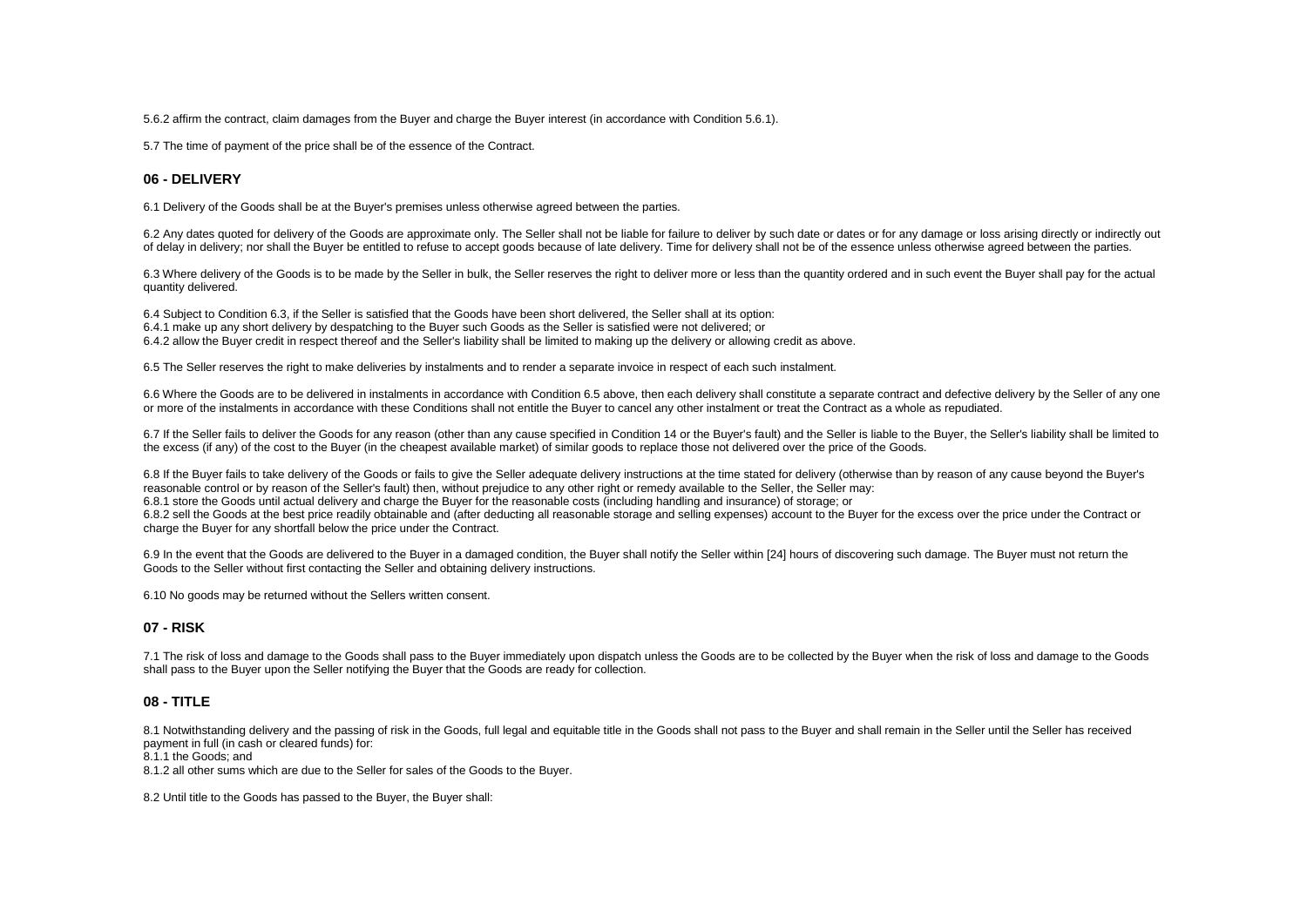5.6.2 affirm the contract, claim damages from the Buyer and charge the Buyer interest (in accordance with Condition 5.6.1).

5.7 The time of payment of the price shall be of the essence of the Contract.

### 06 - DELIVERY

6.1 Delivery of the Goods shall be at the Buyer's premises unless otherwise agreed between the parties.

6.2 Any dates quoted for delivery of the Goods are approximate only. The Seller shall not be liable for failure to deliver by such date or dates or for any damage or loss arising directly or indirectly out of delay in delivery; nor shall the Buyer be entitled to refuse to accept goods because of late delivery. Time for delivery shall not be of the essence unless otherwise agreed between the parties.

6.3 Where delivery of the Goods is to be made by the Seller in bulk, the Seller reserves the right to deliver more or less than the quantity ordered and in such event the Buyer shall pay for the actual quantity delivered.

6.4 Subject to Condition 6.3, if the Seller is satisfied that the Goods have been short delivered, the Seller shall at its option:
6.4.1 make up any short delivery by despatching to the Buyer such Goods as the Seller is satisfied were not delivered; or
6.4.2 allow the Buyer credit in respect thereof and the Seller's liability shall be limited to making up the delivery or allowing credit as above.

6.5 The Seller reserves the right to make deliveries by instalments and to render a separate invoice in respect of each such instalment.

6.6 Where the Goods are to be delivered in instalments in accordance with Condition 6.5 above, then each delivery shall constitute a separate contract and defective delivery by the Seller of any one or more of the instalments in accordance with these Conditions shall not entitle the Buyer to cancel any other instalment or treat the Contract as a whole as repudiated.

6.7 If the Seller fails to deliver the Goods for any reason (other than any cause specified in Condition 14 or the Buyer's fault) and the Seller is liable to the Buyer, the Seller's liability shall be limited to the excess (if any) of the cost to the Buyer (in the cheapest available market) of similar goods to replace those not delivered over the price of the Goods.

6.8 If the Buyer fails to take delivery of the Goods or fails to give the Seller adequate delivery instructions at the time stated for delivery (otherwise than by reason of any cause beyond the Buyer's reasonable control or by reason of the Seller's fault) then, without prejudice to any other right or remedy available to the Seller, the Seller may:
6.8.1 store the Goods until actual delivery and charge the Buyer for the reasonable costs (including handling and insurance) of storage; or
6.8.2 sell the Goods at the best price readily obtainable and (after deducting all reasonable storage and selling expenses) account to the Buyer for the excess over the price under the Contract or charge the Buyer for any shortfall below the price under the Contract.

6.9 In the event that the Goods are delivered to the Buyer in a damaged condition, the Buyer shall notify the Seller within [24] hours of discovering such damage. The Buyer must not return the Goods to the Seller without first contacting the Seller and obtaining delivery instructions.

6.10 No goods may be returned without the Sellers written consent.

### 07 - RISK

7.1 The risk of loss and damage to the Goods shall pass to the Buyer immediately upon dispatch unless the Goods are to be collected by the Buyer when the risk of loss and damage to the Goods shall pass to the Buyer upon the Seller notifying the Buyer that the Goods are ready for collection.

### 08 - TITLE

8.1 Notwithstanding delivery and the passing of risk in the Goods, full legal and equitable title in the Goods shall not pass to the Buyer and shall remain in the Seller until the Seller has received payment in full (in cash or cleared funds) for:
8.1.1 the Goods; and
8.1.2 all other sums which are due to the Seller for sales of the Goods to the Buyer.

8.2 Until title to the Goods has passed to the Buyer, the Buyer shall: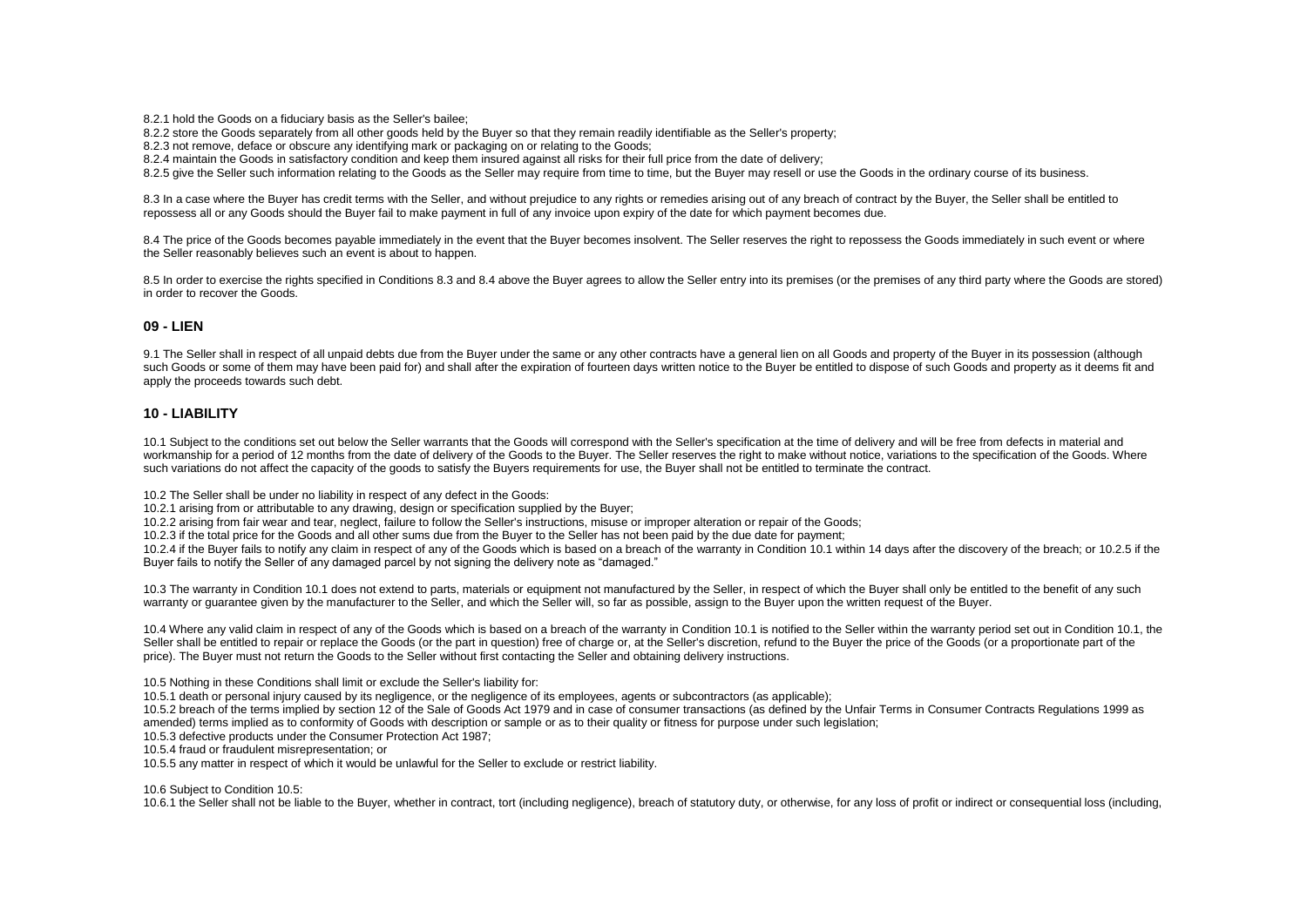8.2.1 hold the Goods on a fiduciary basis as the Seller's bailee;

8.2.2 store the Goods separately from all other goods held by the Buyer so that they remain readily identifiable as the Seller's property;

8.2.3 not remove, deface or obscure any identifying mark or packaging on or relating to the Goods;

8.2.4 maintain the Goods in satisfactory condition and keep them insured against all risks for their full price from the date of delivery;

8.2.5 give the Seller such information relating to the Goods as the Seller may require from time to time, but the Buyer may resell or use the Goods in the ordinary course of its business.

8.3 In a case where the Buyer has credit terms with the Seller, and without prejudice to any rights or remedies arising out of any breach of contract by the Buyer, the Seller shall be entitled to repossess all or any Goods should the Buyer fail to make payment in full of any invoice upon expiry of the date for which payment becomes due.

8.4 The price of the Goods becomes payable immediately in the event that the Buyer becomes insolvent. The Seller reserves the right to repossess the Goods immediately in such event or where the Seller reasonably believes such an event is about to happen.

8.5 In order to exercise the rights specified in Conditions 8.3 and 8.4 above the Buyer agrees to allow the Seller entry into its premises (or the premises of any third party where the Goods are stored) in order to recover the Goods.

### 09 - LIEN

9.1 The Seller shall in respect of all unpaid debts due from the Buyer under the same or any other contracts have a general lien on all Goods and property of the Buyer in its possession (although such Goods or some of them may have been paid for) and shall after the expiration of fourteen days written notice to the Buyer be entitled to dispose of such Goods and property as it deems fit and apply the proceeds towards such debt.

### 10 - LIABILITY

10.1 Subject to the conditions set out below the Seller warrants that the Goods will correspond with the Seller's specification at the time of delivery and will be free from defects in material and workmanship for a period of 12 months from the date of delivery of the Goods to the Buyer. The Seller reserves the right to make without notice, variations to the specification of the Goods. Where such variations do not affect the capacity of the goods to satisfy the Buyers requirements for use, the Buyer shall not be entitled to terminate the contract.

10.2 The Seller shall be under no liability in respect of any defect in the Goods:

10.2.1 arising from or attributable to any drawing, design or specification supplied by the Buyer;

10.2.2 arising from fair wear and tear, neglect, failure to follow the Seller's instructions, misuse or improper alteration or repair of the Goods;

10.2.3 if the total price for the Goods and all other sums due from the Buyer to the Seller has not been paid by the due date for payment;

10.2.4 if the Buyer fails to notify any claim in respect of any of the Goods which is based on a breach of the warranty in Condition 10.1 within 14 days after the discovery of the breach; or 10.2.5 if the Buyer fails to notify the Seller of any damaged parcel by not signing the delivery note as "damaged."

10.3 The warranty in Condition 10.1 does not extend to parts, materials or equipment not manufactured by the Seller, in respect of which the Buyer shall only be entitled to the benefit of any such warranty or guarantee given by the manufacturer to the Seller, and which the Seller will, so far as possible, assign to the Buyer upon the written request of the Buyer.

10.4 Where any valid claim in respect of any of the Goods which is based on a breach of the warranty in Condition 10.1 is notified to the Seller within the warranty period set out in Condition 10.1, the Seller shall be entitled to repair or replace the Goods (or the part in question) free of charge or, at the Seller's discretion, refund to the Buyer the price of the Goods (or a proportionate part of the price). The Buyer must not return the Goods to the Seller without first contacting the Seller and obtaining delivery instructions.

10.5 Nothing in these Conditions shall limit or exclude the Seller's liability for:

10.5.1 death or personal injury caused by its negligence, or the negligence of its employees, agents or subcontractors (as applicable);

10.5.2 breach of the terms implied by section 12 of the Sale of Goods Act 1979 and in case of consumer transactions (as defined by the Unfair Terms in Consumer Contracts Regulations 1999 as amended) terms implied as to conformity of Goods with description or sample or as to their quality or fitness for purpose under such legislation;

10.5.3 defective products under the Consumer Protection Act 1987;

10.5.4 fraud or fraudulent misrepresentation; or

10.5.5 any matter in respect of which it would be unlawful for the Seller to exclude or restrict liability.

10.6 Subject to Condition 10.5:

10.6.1 the Seller shall not be liable to the Buyer, whether in contract, tort (including negligence), breach of statutory duty, or otherwise, for any loss of profit or indirect or consequential loss (including,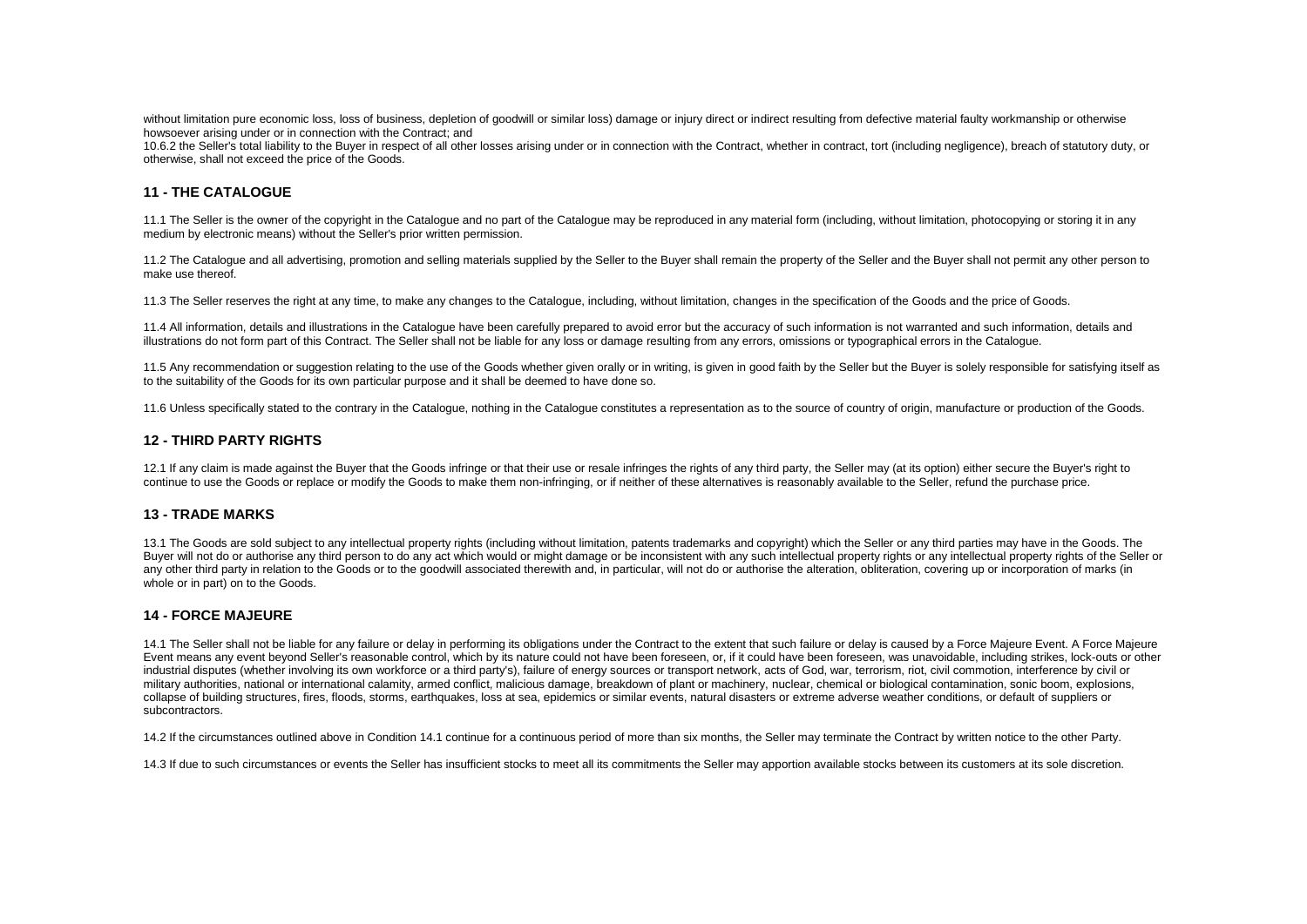without limitation pure economic loss, loss of business, depletion of goodwill or similar loss) damage or injury direct or indirect resulting from defective material faulty workmanship or otherwise howsoever arising under or in connection with the Contract; and

10.6.2 the Seller's total liability to the Buyer in respect of all other losses arising under or in connection with the Contract, whether in contract, tort (including negligence), breach of statutory duty, or otherwise, shall not exceed the price of the Goods.

## 11 - THE CATALOGUE

11.1 The Seller is the owner of the copyright in the Catalogue and no part of the Catalogue may be reproduced in any material form (including, without limitation, photocopying or storing it in any medium by electronic means) without the Seller's prior written permission.

11.2 The Catalogue and all advertising, promotion and selling materials supplied by the Seller to the Buyer shall remain the property of the Seller and the Buyer shall not permit any other person to make use thereof.

11.3 The Seller reserves the right at any time, to make any changes to the Catalogue, including, without limitation, changes in the specification of the Goods and the price of Goods.

11.4 All information, details and illustrations in the Catalogue have been carefully prepared to avoid error but the accuracy of such information is not warranted and such information, details and illustrations do not form part of this Contract. The Seller shall not be liable for any loss or damage resulting from any errors, omissions or typographical errors in the Catalogue.

11.5 Any recommendation or suggestion relating to the use of the Goods whether given orally or in writing, is given in good faith by the Seller but the Buyer is solely responsible for satisfying itself as to the suitability of the Goods for its own particular purpose and it shall be deemed to have done so.

11.6 Unless specifically stated to the contrary in the Catalogue, nothing in the Catalogue constitutes a representation as to the source of country of origin, manufacture or production of the Goods.

## 12 - THIRD PARTY RIGHTS

12.1 If any claim is made against the Buyer that the Goods infringe or that their use or resale infringes the rights of any third party, the Seller may (at its option) either secure the Buyer's right to continue to use the Goods or replace or modify the Goods to make them non-infringing, or if neither of these alternatives is reasonably available to the Seller, refund the purchase price.

## 13 - TRADE MARKS

13.1 The Goods are sold subject to any intellectual property rights (including without limitation, patents trademarks and copyright) which the Seller or any third parties may have in the Goods. The Buyer will not do or authorise any third person to do any act which would or might damage or be inconsistent with any such intellectual property rights or any intellectual property rights of the Seller or any other third party in relation to the Goods or to the goodwill associated therewith and, in particular, will not do or authorise the alteration, obliteration, covering up or incorporation of marks (in whole or in part) on to the Goods.

## 14 - FORCE MAJEURE

14.1 The Seller shall not be liable for any failure or delay in performing its obligations under the Contract to the extent that such failure or delay is caused by a Force Majeure Event. A Force Majeure Event means any event beyond Seller's reasonable control, which by its nature could not have been foreseen, or, if it could have been foreseen, was unavoidable, including strikes, lock-outs or other industrial disputes (whether involving its own workforce or a third party's), failure of energy sources or transport network, acts of God, war, terrorism, riot, civil commotion, interference by civil or military authorities, national or international calamity, armed conflict, malicious damage, breakdown of plant or machinery, nuclear, chemical or biological contamination, sonic boom, explosions, collapse of building structures, fires, floods, storms, earthquakes, loss at sea, epidemics or similar events, natural disasters or extreme adverse weather conditions, or default of suppliers or subcontractors.

14.2 If the circumstances outlined above in Condition 14.1 continue for a continuous period of more than six months, the Seller may terminate the Contract by written notice to the other Party.

14.3 If due to such circumstances or events the Seller has insufficient stocks to meet all its commitments the Seller may apportion available stocks between its customers at its sole discretion.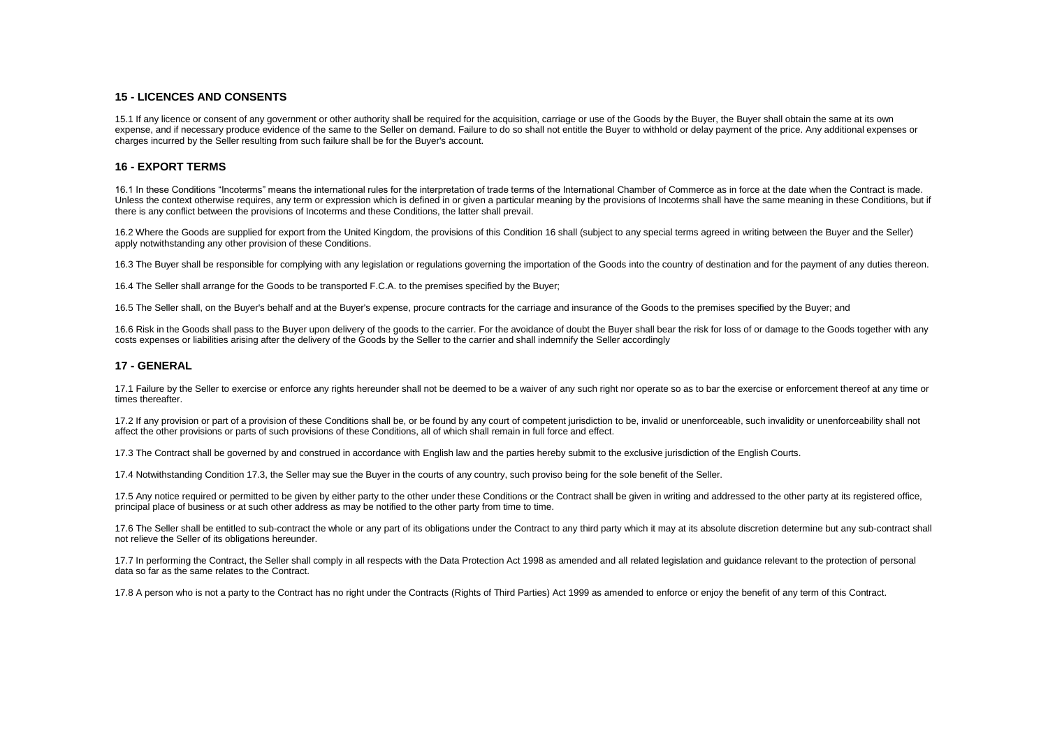## 15 - LICENCES AND CONSENTS

15.1 If any licence or consent of any government or other authority shall be required for the acquisition, carriage or use of the Goods by the Buyer, the Buyer shall obtain the same at its own expense, and if necessary produce evidence of the same to the Seller on demand. Failure to do so shall not entitle the Buyer to withhold or delay payment of the price. Any additional expenses or charges incurred by the Seller resulting from such failure shall be for the Buyer's account.

## 16 - EXPORT TERMS

16.1 In these Conditions "Incoterms" means the international rules for the interpretation of trade terms of the International Chamber of Commerce as in force at the date when the Contract is made. Unless the context otherwise requires, any term or expression which is defined in or given a particular meaning by the provisions of Incoterms shall have the same meaning in these Conditions, but if there is any conflict between the provisions of Incoterms and these Conditions, the latter shall prevail.

16.2 Where the Goods are supplied for export from the United Kingdom, the provisions of this Condition 16 shall (subject to any special terms agreed in writing between the Buyer and the Seller) apply notwithstanding any other provision of these Conditions.

16.3 The Buyer shall be responsible for complying with any legislation or regulations governing the importation of the Goods into the country of destination and for the payment of any duties thereon.

16.4 The Seller shall arrange for the Goods to be transported F.C.A. to the premises specified by the Buyer;

16.5 The Seller shall, on the Buyer's behalf and at the Buyer's expense, procure contracts for the carriage and insurance of the Goods to the premises specified by the Buyer; and

16.6 Risk in the Goods shall pass to the Buyer upon delivery of the goods to the carrier. For the avoidance of doubt the Buyer shall bear the risk for loss of or damage to the Goods together with any costs expenses or liabilities arising after the delivery of the Goods by the Seller to the carrier and shall indemnify the Seller accordingly

## 17 - GENERAL

17.1 Failure by the Seller to exercise or enforce any rights hereunder shall not be deemed to be a waiver of any such right nor operate so as to bar the exercise or enforcement thereof at any time or times thereafter.

17.2 If any provision or part of a provision of these Conditions shall be, or be found by any court of competent jurisdiction to be, invalid or unenforceable, such invalidity or unenforceability shall not affect the other provisions or parts of such provisions of these Conditions, all of which shall remain in full force and effect.

17.3 The Contract shall be governed by and construed in accordance with English law and the parties hereby submit to the exclusive jurisdiction of the English Courts.

17.4 Notwithstanding Condition 17.3, the Seller may sue the Buyer in the courts of any country, such proviso being for the sole benefit of the Seller.

17.5 Any notice required or permitted to be given by either party to the other under these Conditions or the Contract shall be given in writing and addressed to the other party at its registered office, principal place of business or at such other address as may be notified to the other party from time to time.

17.6 The Seller shall be entitled to sub-contract the whole or any part of its obligations under the Contract to any third party which it may at its absolute discretion determine but any sub-contract shall not relieve the Seller of its obligations hereunder.

17.7 In performing the Contract, the Seller shall comply in all respects with the Data Protection Act 1998 as amended and all related legislation and guidance relevant to the protection of personal data so far as the same relates to the Contract.

17.8 A person who is not a party to the Contract has no right under the Contracts (Rights of Third Parties) Act 1999 as amended to enforce or enjoy the benefit of any term of this Contract.